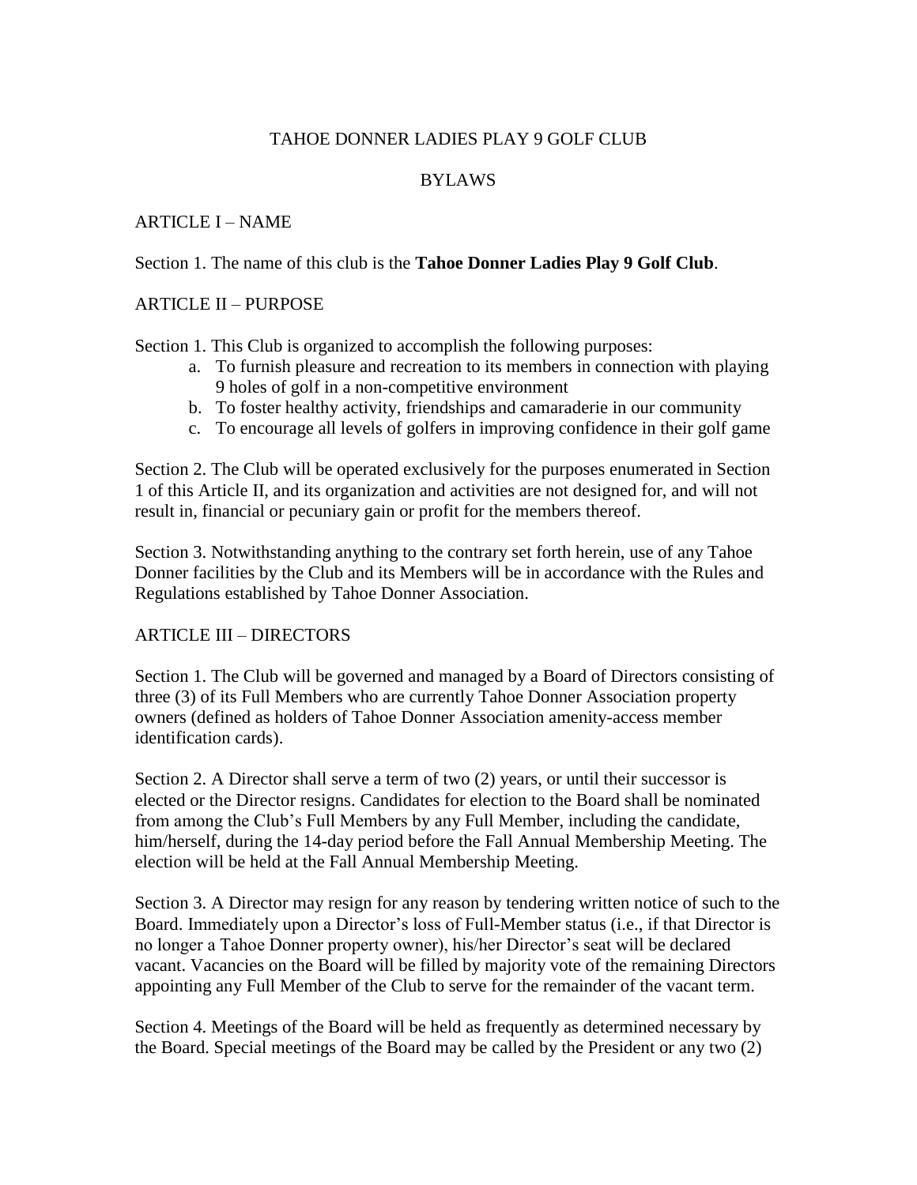# TAHOE DONNER LADIES PLAY 9 GOLF CLUB

## BYLAWS

### ARTICLE I – NAME

Section 1. The name of this club is the **Tahoe Donner Ladies Play 9 Golf Club**.

### ARTICLE II – PURPOSE

Section 1. This Club is organized to accomplish the following purposes:

a. To furnish pleasure and recreation to its members in connection with playing 9 holes of golf in a non-competitive environment
b. To foster healthy activity, friendships and camaraderie in our community
c. To encourage all levels of golfers in improving confidence in their golf game

Section 2. The Club will be operated exclusively for the purposes enumerated in Section 1 of this Article II, and its organization and activities are not designed for, and will not result in, financial or pecuniary gain or profit for the members thereof.

Section 3. Notwithstanding anything to the contrary set forth herein, use of any Tahoe Donner facilities by the Club and its Members will be in accordance with the Rules and Regulations established by Tahoe Donner Association.

### ARTICLE III – DIRECTORS

Section 1. The Club will be governed and managed by a Board of Directors consisting of three (3) of its Full Members who are currently Tahoe Donner Association property owners (defined as holders of Tahoe Donner Association amenity-access member identification cards).

Section 2. A Director shall serve a term of two (2) years, or until their successor is elected or the Director resigns. Candidates for election to the Board shall be nominated from among the Club's Full Members by any Full Member, including the candidate, him/herself, during the 14-day period before the Fall Annual Membership Meeting. The election will be held at the Fall Annual Membership Meeting.

Section 3. A Director may resign for any reason by tendering written notice of such to the Board. Immediately upon a Director's loss of Full-Member status (i.e., if that Director is no longer a Tahoe Donner property owner), his/her Director's seat will be declared vacant. Vacancies on the Board will be filled by majority vote of the remaining Directors appointing any Full Member of the Club to serve for the remainder of the vacant term.

Section 4. Meetings of the Board will be held as frequently as determined necessary by the Board. Special meetings of the Board may be called by the President or any two (2)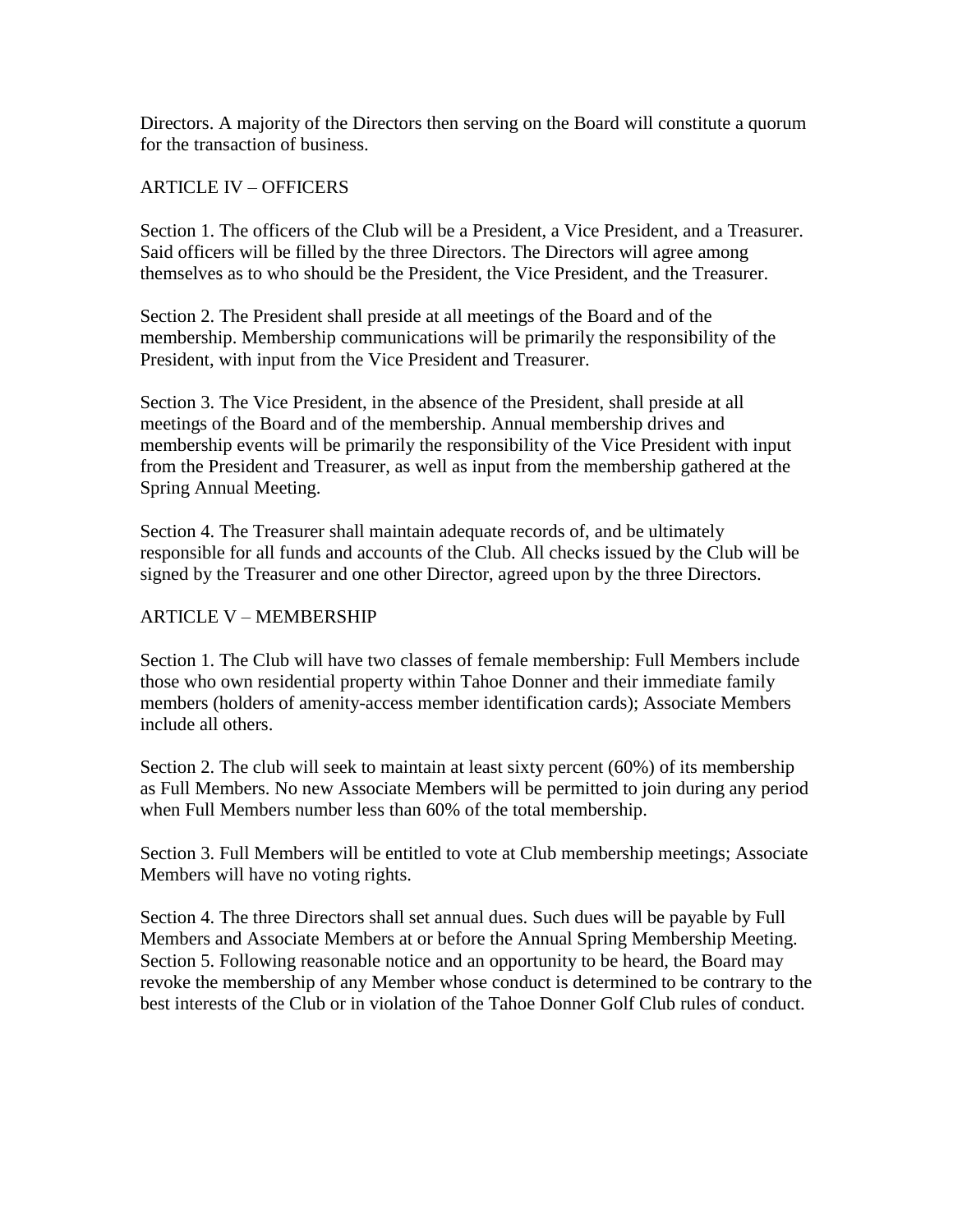Directors. A majority of the Directors then serving on the Board will constitute a quorum for the transaction of business.

## ARTICLE IV – OFFICERS

Section 1. The officers of the Club will be a President, a Vice President, and a Treasurer. Said officers will be filled by the three Directors. The Directors will agree among themselves as to who should be the President, the Vice President, and the Treasurer.

Section 2. The President shall preside at all meetings of the Board and of the membership. Membership communications will be primarily the responsibility of the President, with input from the Vice President and Treasurer.

Section 3. The Vice President, in the absence of the President, shall preside at all meetings of the Board and of the membership. Annual membership drives and membership events will be primarily the responsibility of the Vice President with input from the President and Treasurer, as well as input from the membership gathered at the Spring Annual Meeting.

Section 4. The Treasurer shall maintain adequate records of, and be ultimately responsible for all funds and accounts of the Club. All checks issued by the Club will be signed by the Treasurer and one other Director, agreed upon by the three Directors.

## ARTICLE V – MEMBERSHIP

Section 1. The Club will have two classes of female membership: Full Members include those who own residential property within Tahoe Donner and their immediate family members (holders of amenity-access member identification cards); Associate Members include all others.

Section 2. The club will seek to maintain at least sixty percent (60%) of its membership as Full Members. No new Associate Members will be permitted to join during any period when Full Members number less than 60% of the total membership.

Section 3. Full Members will be entitled to vote at Club membership meetings; Associate Members will have no voting rights.

Section 4. The three Directors shall set annual dues. Such dues will be payable by Full Members and Associate Members at or before the Annual Spring Membership Meeting.

Section 5. Following reasonable notice and an opportunity to be heard, the Board may revoke the membership of any Member whose conduct is determined to be contrary to the best interests of the Club or in violation of the Tahoe Donner Golf Club rules of conduct.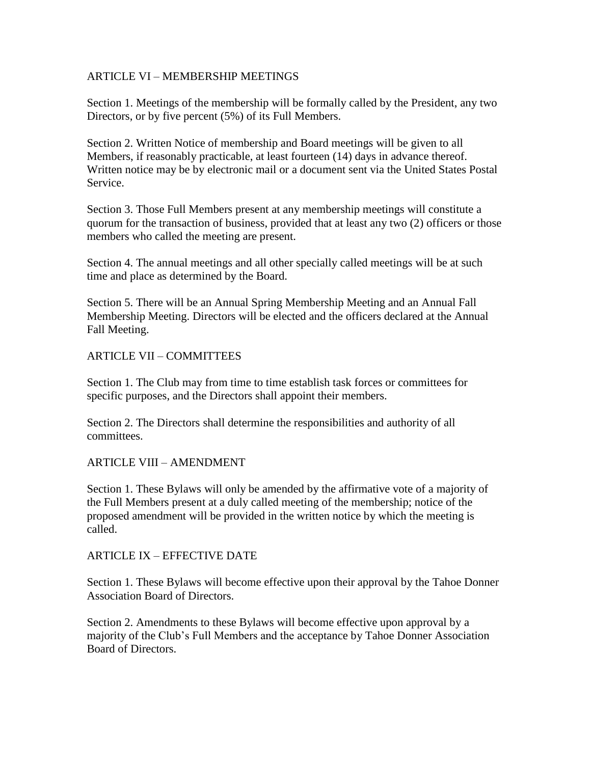## ARTICLE VI – MEMBERSHIP MEETINGS

Section 1. Meetings of the membership will be formally called by the President, any two Directors, or by five percent (5%) of its Full Members.

Section 2. Written Notice of membership and Board meetings will be given to all Members, if reasonably practicable, at least fourteen (14) days in advance thereof. Written notice may be by electronic mail or a document sent via the United States Postal Service.

Section 3. Those Full Members present at any membership meetings will constitute a quorum for the transaction of business, provided that at least any two (2) officers or those members who called the meeting are present.

Section 4. The annual meetings and all other specially called meetings will be at such time and place as determined by the Board.

Section 5. There will be an Annual Spring Membership Meeting and an Annual Fall Membership Meeting. Directors will be elected and the officers declared at the Annual Fall Meeting.

## ARTICLE VII – COMMITTEES

Section 1. The Club may from time to time establish task forces or committees for specific purposes, and the Directors shall appoint their members.

Section 2. The Directors shall determine the responsibilities and authority of all committees.

## ARTICLE VIII – AMENDMENT

Section 1. These Bylaws will only be amended by the affirmative vote of a majority of the Full Members present at a duly called meeting of the membership; notice of the proposed amendment will be provided in the written notice by which the meeting is called.

## ARTICLE IX – EFFECTIVE DATE

Section 1. These Bylaws will become effective upon their approval by the Tahoe Donner Association Board of Directors.

Section 2. Amendments to these Bylaws will become effective upon approval by a majority of the Club's Full Members and the acceptance by Tahoe Donner Association Board of Directors.